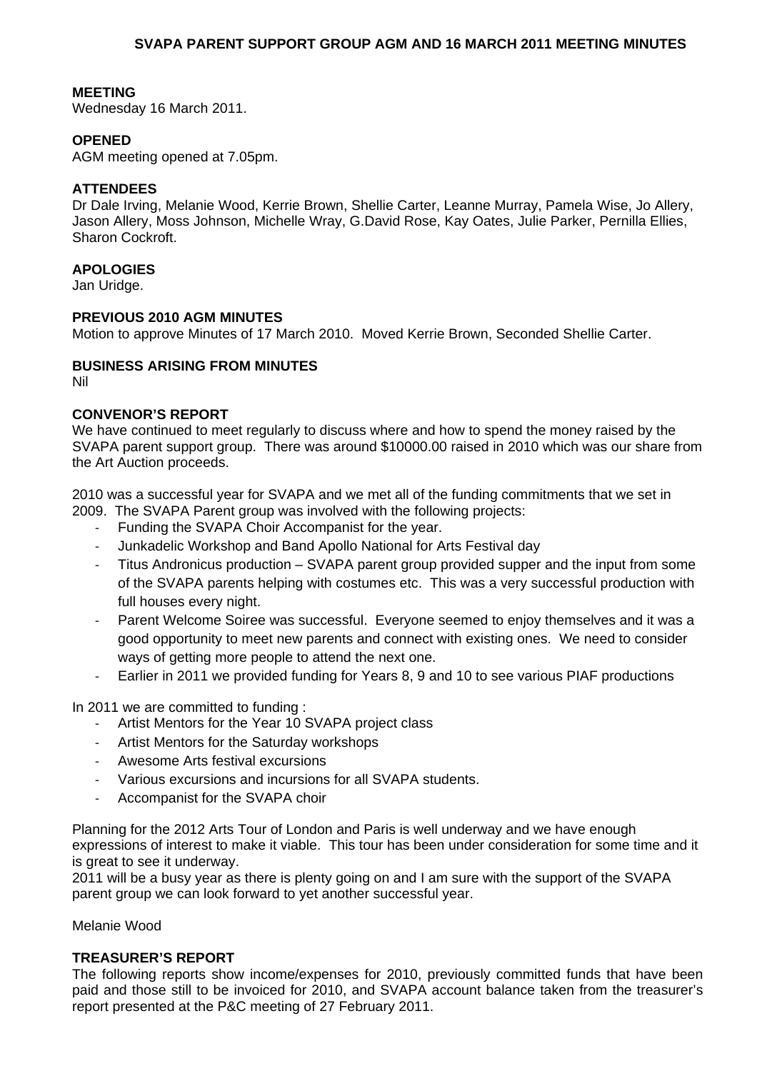# SVAPA PARENT SUPPORT GROUP AGM AND 16 MARCH 2011 MEETING MINUTES

**MEETING**
Wednesday 16 March 2011.

**OPENED**
AGM meeting opened at 7.05pm.

**ATTENDEES**
Dr Dale Irving, Melanie Wood, Kerrie Brown, Shellie Carter, Leanne Murray, Pamela Wise, Jo Allery, Jason Allery, Moss Johnson, Michelle Wray, G.David Rose, Kay Oates, Julie Parker, Pernilla Ellies, Sharon Cockroft.

**APOLOGIES**
Jan Uridge.

**PREVIOUS 2010 AGM MINUTES**
Motion to approve Minutes of 17 March 2010. Moved Kerrie Brown, Seconded Shellie Carter.

**BUSINESS ARISING FROM MINUTES**
Nil

**CONVENOR'S REPORT**
We have continued to meet regularly to discuss where and how to spend the money raised by the SVAPA parent support group. There was around $10000.00 raised in 2010 which was our share from the Art Auction proceeds.

2010 was a successful year for SVAPA and we met all of the funding commitments that we set in 2009. The SVAPA Parent group was involved with the following projects:

- Funding the SVAPA Choir Accompanist for the year.
- Junkadelic Workshop and Band Apollo National for Arts Festival day
- Titus Andronicus production – SVAPA parent group provided supper and the input from some of the SVAPA parents helping with costumes etc. This was a very successful production with full houses every night.
- Parent Welcome Soiree was successful. Everyone seemed to enjoy themselves and it was a good opportunity to meet new parents and connect with existing ones. We need to consider ways of getting more people to attend the next one.
- Earlier in 2011 we provided funding for Years 8, 9 and 10 to see various PIAF productions

In 2011 we are committed to funding :

- Artist Mentors for the Year 10 SVAPA project class
- Artist Mentors for the Saturday workshops
- Awesome Arts festival excursions
- Various excursions and incursions for all SVAPA students.
- Accompanist for the SVAPA choir

Planning for the 2012 Arts Tour of London and Paris is well underway and we have enough expressions of interest to make it viable. This tour has been under consideration for some time and it is great to see it underway.
2011 will be a busy year as there is plenty going on and I am sure with the support of the SVAPA parent group we can look forward to yet another successful year.

Melanie Wood

**TREASURER'S REPORT**
The following reports show income/expenses for 2010, previously committed funds that have been paid and those still to be invoiced for 2010, and SVAPA account balance taken from the treasurer's report presented at the P&C meeting of 27 February 2011.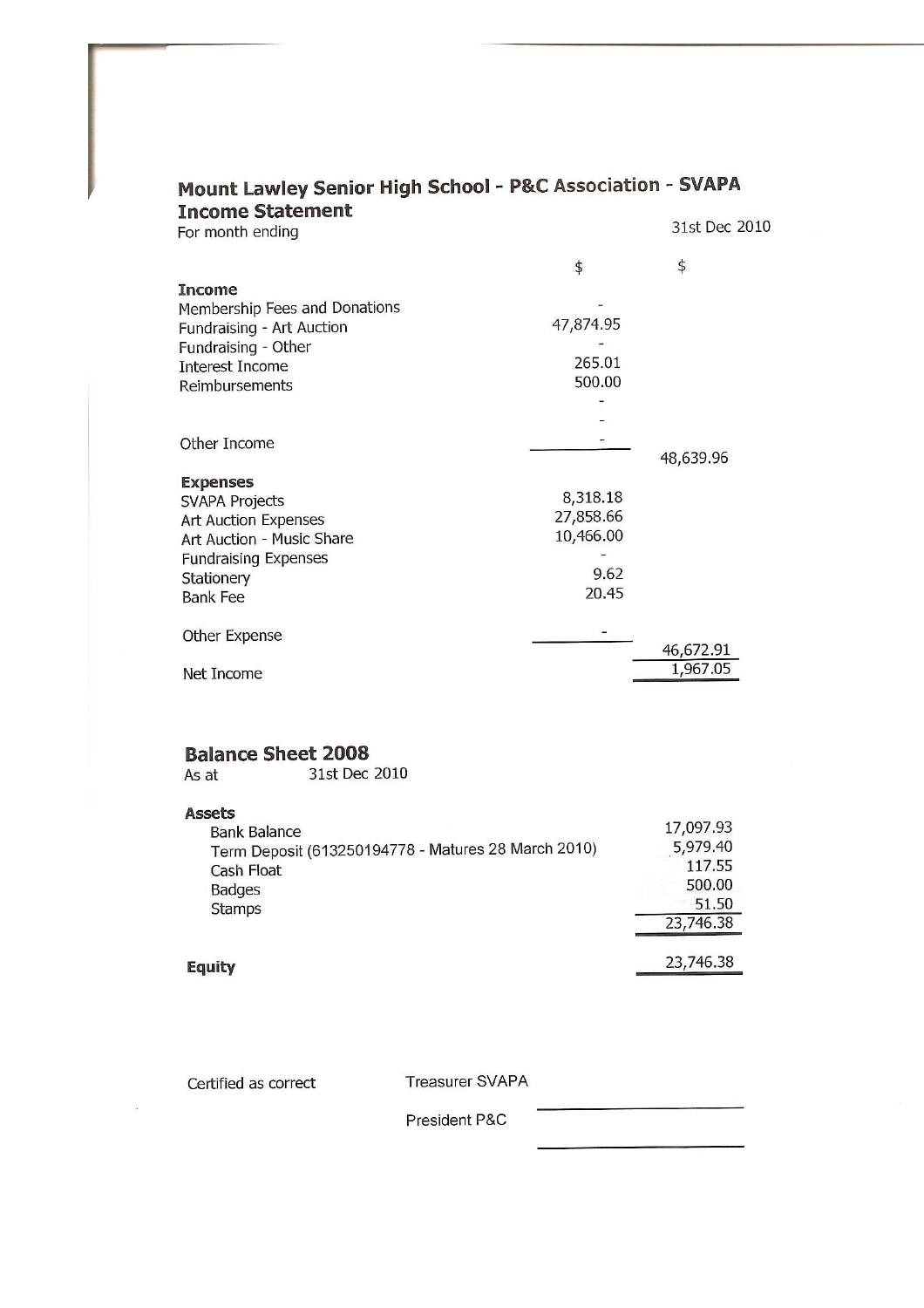# Mount Lawley Senior High School - P&C Association - SVAPA

## Income Statement

For month ending 31st Dec 2010

| | $ | $ |
|---|---|---|
| **Income** | | |
| Membership Fees and Donations | - | |
| Fundraising - Art Auction | 47,874.95 | |
| Fundraising - Other | - | |
| Interest Income | 265.01 | |
| Reimbursements | 500.00 | |
| | - | |
| | - | |
| Other Income | - | |
| | | 48,639.96 |
| **Expenses** | | |
| SVAPA Projects | 8,318.18 | |
| Art Auction Expenses | 27,858.66 | |
| Art Auction - Music Share | 10,466.00 | |
| Fundraising Expenses | - | |
| Stationery | 9.62 | |
| Bank Fee | 20.45 | |
| Other Expense | - | |
| | | 46,672.91 |
| Net Income | | 1,967.05 |

## Balance Sheet 2008

As at 31st Dec 2010

| | |
|---|---|
| **Assets** | |
| Bank Balance | 17,097.93 |
| Term Deposit (613250194778 - Matures 28 March 2010) | 5,979.40 |
| Cash Float | 117.55 |
| Badges | 500.00 |
| Stamps | 51.50 |
| | 23,746.38 |
| **Equity** | 23,746.38 |

Certified as correct

Treasurer SVAPA ____________________

President P&C ____________________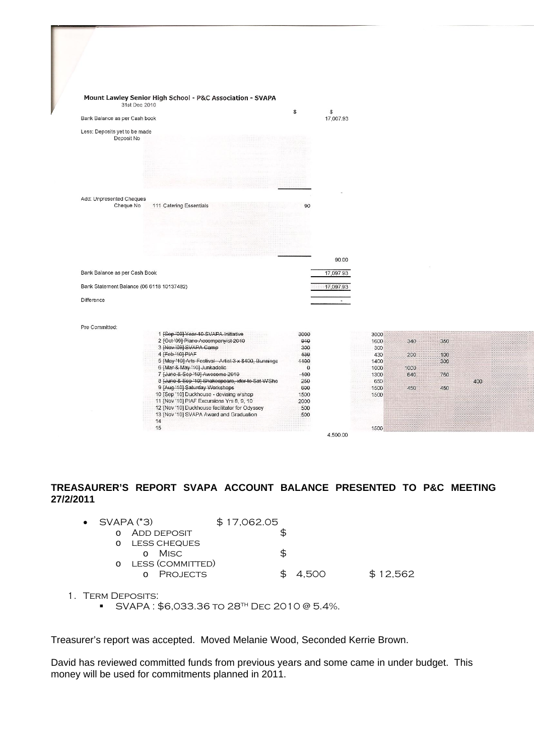**Mount Lawley Senior High School - P&C Association - SVAPA**

31st Dec 2010

| | | $ | $ |
|---|---|---|---|
| Bank Balance as per Cash book | | | 17,007.93 |
| Less: Deposits yet to be made | | | |
| Deposit No | | | |
| | | | - |
| Add: Unpresented Cheques | | | |
| Cheque No | 111 Catering Essentials | 90 | |
| | | | 90.00 |
| Bank Balance as per Cash Book | | | 17,097.93 |
| Bank Statement Balance (06 6118 10137482) | | | 17,097.93 |
| Difference | | | - |

Pre Committed:

| | | | | | | |
|---|---|---|---|---|---|---|
| 1 ~~[Sep '09] Year 10 SVAPA Initiative~~ | ~~3000~~ | | 3000 | | | |
| 2 ~~[Oct '09] Piano Accompanyist 2010~~ | ~~910~~ | | 1600 | 340 | 350 | |
| 3 ~~[Nov '09] SVAPA Camp~~ | ~~300~~ | | 300 | | | |
| 4 ~~[Feb '10] PIAF~~ | ~~430~~ | | 430 | 200 | 100 | |
| 5 ~~[May '10] Arts Festival - Artist 3 x $400, Bunnings~~ | ~~1100~~ | | 1400 | | 300 | |
| 6 ~~[Mar & May '10] Junkadelic~~ | ~~0~~ | | 1000 | 1000 | | |
| 7 ~~[June & Sep '10] Awesome 2010~~ | ~~-100~~ | | 1300 | 640 | 760 | |
| 8 ~~[June & Sep '10] Shakespeare, xfer to Sat W'Sho~~ | ~~250~~ | | 650 | | | 400 |
| 9 ~~[Aug '10] Saturday Workshops~~ | ~~600~~ | | 1500 | 450 | 450 | |
| 10 [Sep '10] Duckhouse - devising w'shop | 1500 | | 1500 | | | |
| 11 [Nov '10] PIAF Excursions Yrs 8, 9, 10 | 2000 | | | | | |
| 12 [Nov '10] Duckhouse facilitator for Odyssey | 500 | | | | | |
| 13 [Nov '10] SVAPA Award and Graduation | 500 | | | | | |
| 14 | | | | | | |
| 15 | | | 1500 | | | |
| | | 4,500.00 | | | | |

**TREASAURER'S REPORT SVAPA ACCOUNT BALANCE PRESENTED TO P&C MEETING 27/2/2011**

- SVAPA (*3) $ 17,062.05
  - Add deposit $
  - less cheques
    - Misc $
  - less (committed)
    - Projects $ 4,500 $ 12,562

1. Term Deposits:
   - SVAPA : $6,033.36 to 28th Dec 2010 @ 5.4%.

Treasurer's report was accepted. Moved Melanie Wood, Seconded Kerrie Brown.

David has reviewed committed funds from previous years and some came in under budget. This money will be used for commitments planned in 2011.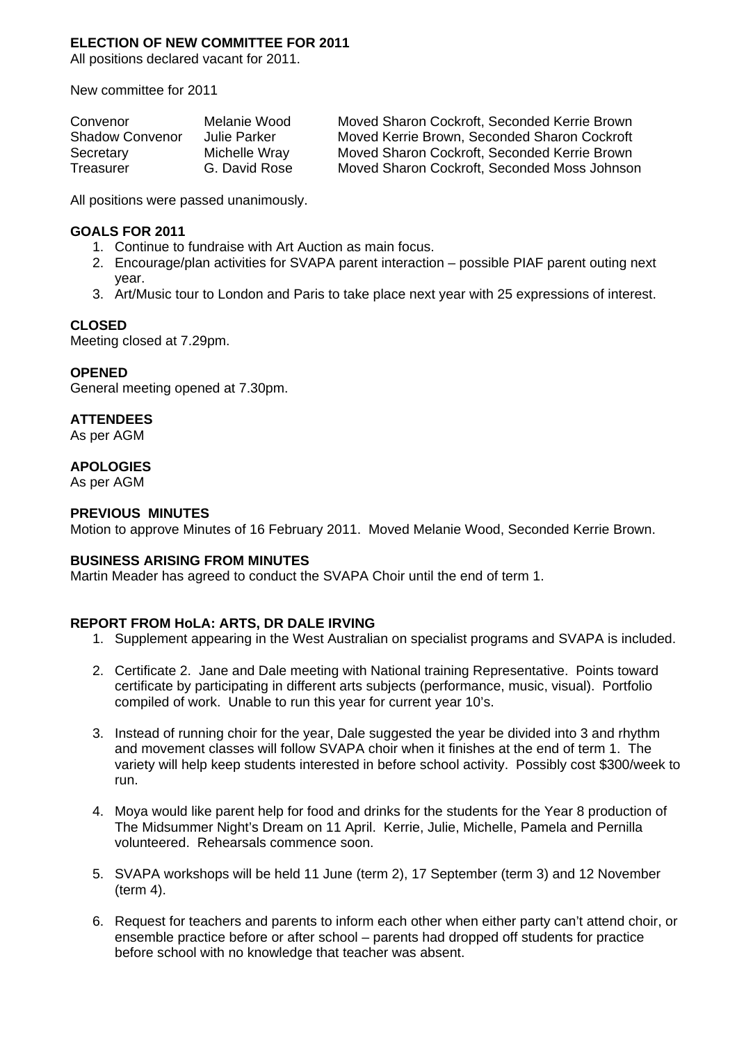**ELECTION OF NEW COMMITTEE FOR 2011**

All positions declared vacant for 2011.

New committee for 2011

| | | |
|---|---|---|
| Convenor | Melanie Wood | Moved Sharon Cockroft, Seconded Kerrie Brown |
| Shadow Convenor | Julie Parker | Moved Kerrie Brown, Seconded Sharon Cockroft |
| Secretary | Michelle Wray | Moved Sharon Cockroft, Seconded Kerrie Brown |
| Treasurer | G. David Rose | Moved Sharon Cockroft, Seconded Moss Johnson |

All positions were passed unanimously.

**GOALS FOR 2011**

1. Continue to fundraise with Art Auction as main focus.
2. Encourage/plan activities for SVAPA parent interaction – possible PIAF parent outing next year.
3. Art/Music tour to London and Paris to take place next year with 25 expressions of interest.

**CLOSED**

Meeting closed at 7.29pm.

**OPENED**

General meeting opened at 7.30pm.

**ATTENDEES**

As per AGM

**APOLOGIES**

As per AGM

**PREVIOUS MINUTES**

Motion to approve Minutes of 16 February 2011. Moved Melanie Wood, Seconded Kerrie Brown.

**BUSINESS ARISING FROM MINUTES**

Martin Meader has agreed to conduct the SVAPA Choir until the end of term 1.

**REPORT FROM HoLA: ARTS, DR DALE IRVING**

1. Supplement appearing in the West Australian on specialist programs and SVAPA is included.

2. Certificate 2. Jane and Dale meeting with National training Representative. Points toward certificate by participating in different arts subjects (performance, music, visual). Portfolio compiled of work. Unable to run this year for current year 10's.

3. Instead of running choir for the year, Dale suggested the year be divided into 3 and rhythm and movement classes will follow SVAPA choir when it finishes at the end of term 1. The variety will help keep students interested in before school activity. Possibly cost $300/week to run.

4. Moya would like parent help for food and drinks for the students for the Year 8 production of The Midsummer Night's Dream on 11 April. Kerrie, Julie, Michelle, Pamela and Pernilla volunteered. Rehearsals commence soon.

5. SVAPA workshops will be held 11 June (term 2), 17 September (term 3) and 12 November (term 4).

6. Request for teachers and parents to inform each other when either party can't attend choir, or ensemble practice before or after school – parents had dropped off students for practice before school with no knowledge that teacher was absent.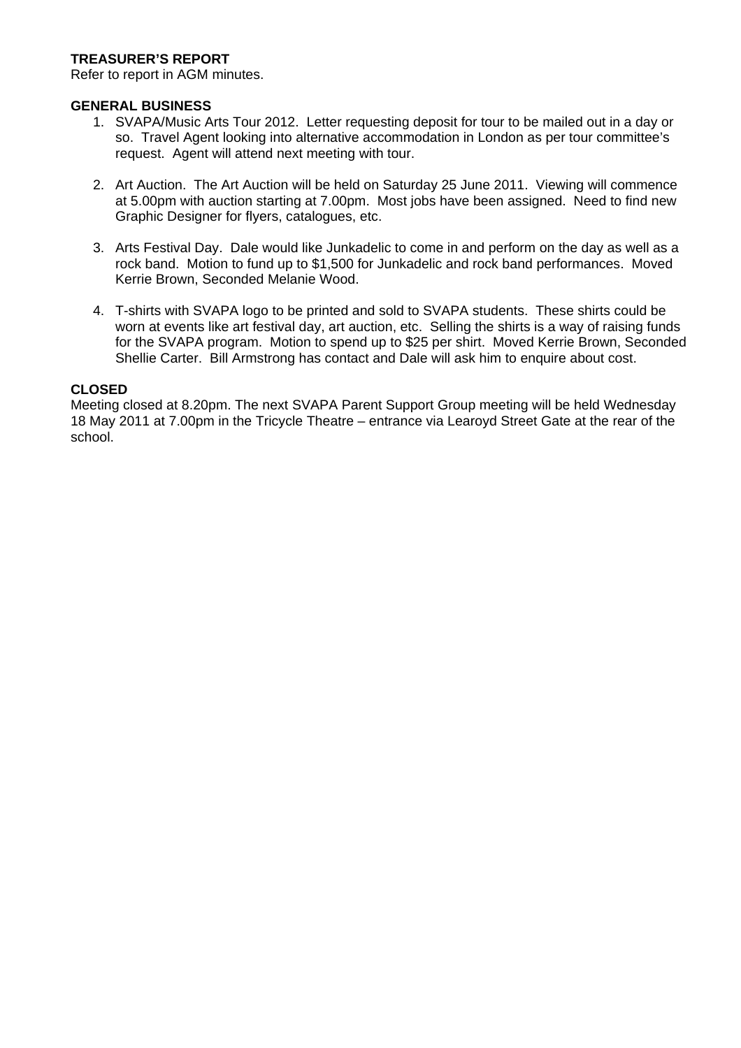**TREASURER'S REPORT**
Refer to report in AGM minutes.

**GENERAL BUSINESS**

1. SVAPA/Music Arts Tour 2012. Letter requesting deposit for tour to be mailed out in a day or so. Travel Agent looking into alternative accommodation in London as per tour committee's request. Agent will attend next meeting with tour.

2. Art Auction. The Art Auction will be held on Saturday 25 June 2011. Viewing will commence at 5.00pm with auction starting at 7.00pm. Most jobs have been assigned. Need to find new Graphic Designer for flyers, catalogues, etc.

3. Arts Festival Day. Dale would like Junkadelic to come in and perform on the day as well as a rock band. Motion to fund up to $1,500 for Junkadelic and rock band performances. Moved Kerrie Brown, Seconded Melanie Wood.

4. T-shirts with SVAPA logo to be printed and sold to SVAPA students. These shirts could be worn at events like art festival day, art auction, etc. Selling the shirts is a way of raising funds for the SVAPA program. Motion to spend up to $25 per shirt. Moved Kerrie Brown, Seconded Shellie Carter. Bill Armstrong has contact and Dale will ask him to enquire about cost.

**CLOSED**
Meeting closed at 8.20pm. The next SVAPA Parent Support Group meeting will be held Wednesday 18 May 2011 at 7.00pm in the Tricycle Theatre – entrance via Learoyd Street Gate at the rear of the school.